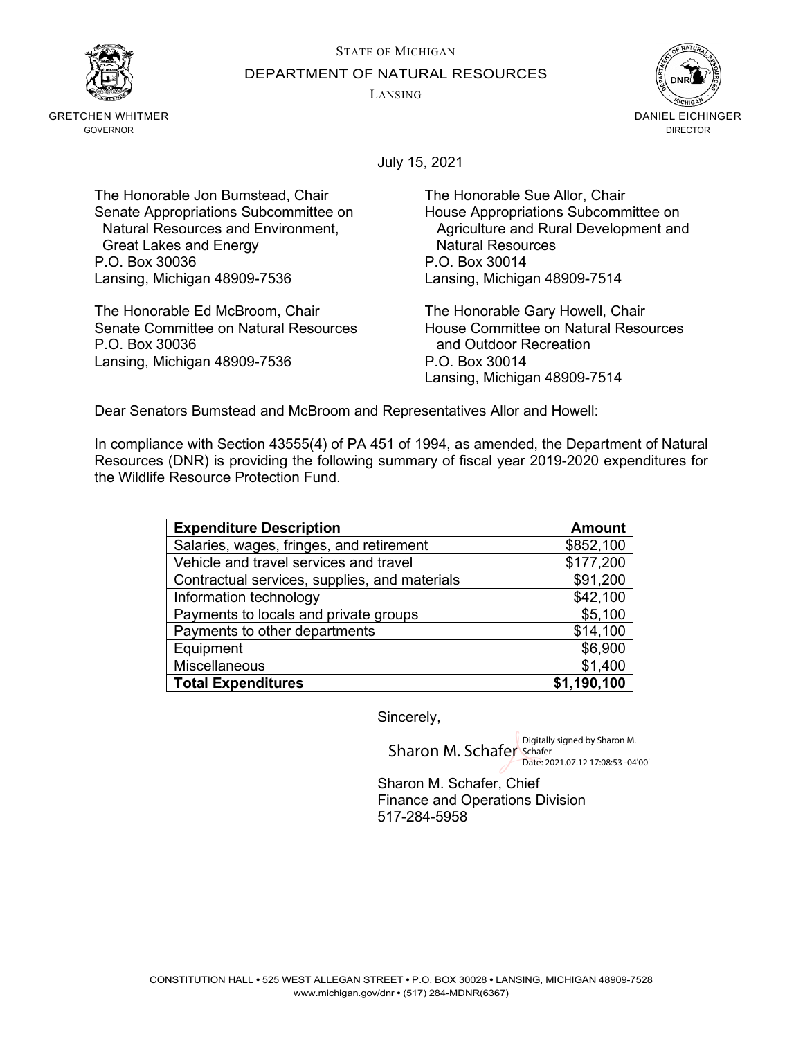STATE OF MICHIGAN

DEPARTMENT OF NATURAL RESOURCES

LANSING

GRETCHEN WHITMER
GOVERNOR

DANIEL EICHINGER
DIRECTOR

July 15, 2021

The Honorable Jon Bumstead, Chair
Senate Appropriations Subcommittee on
Natural Resources and Environment,
Great Lakes and Energy
P.O. Box 30036
Lansing, Michigan 48909-7536

The Honorable Sue Allor, Chair
House Appropriations Subcommittee on
Agriculture and Rural Development and
Natural Resources
P.O. Box 30014
Lansing, Michigan 48909-7514

The Honorable Ed McBroom, Chair
Senate Committee on Natural Resources
P.O. Box 30036
Lansing, Michigan 48909-7536

The Honorable Gary Howell, Chair
House Committee on Natural Resources
and Outdoor Recreation
P.O. Box 30014
Lansing, Michigan 48909-7514

Dear Senators Bumstead and McBroom and Representatives Allor and Howell:

In compliance with Section 43555(4) of PA 451 of 1994, as amended, the Department of Natural Resources (DNR) is providing the following summary of fiscal year 2019-2020 expenditures for the Wildlife Resource Protection Fund.

| **Expenditure Description** | **Amount** |
|---|---:|
| Salaries, wages, fringes, and retirement | $852,100 |
| Vehicle and travel services and travel | $177,200 |
| Contractual services, supplies, and materials | $91,200 |
| Information technology | $42,100 |
| Payments to locals and private groups | $5,100 |
| Payments to other departments | $14,100 |
| Equipment | $6,900 |
| Miscellaneous | $1,400 |
| **Total Expenditures** | **$1,190,100** |

Sincerely,

Sharon M. Schafer Digitally signed by Sharon M. Schafer Date: 2021.07.12 17:08:53 -04'00'

Sharon M. Schafer, Chief
Finance and Operations Division
517-284-5958

CONSTITUTION HALL • 525 WEST ALLEGAN STREET • P.O. BOX 30028 • LANSING, MICHIGAN 48909-7528
www.michigan.gov/dnr • (517) 284-MDNR(6367)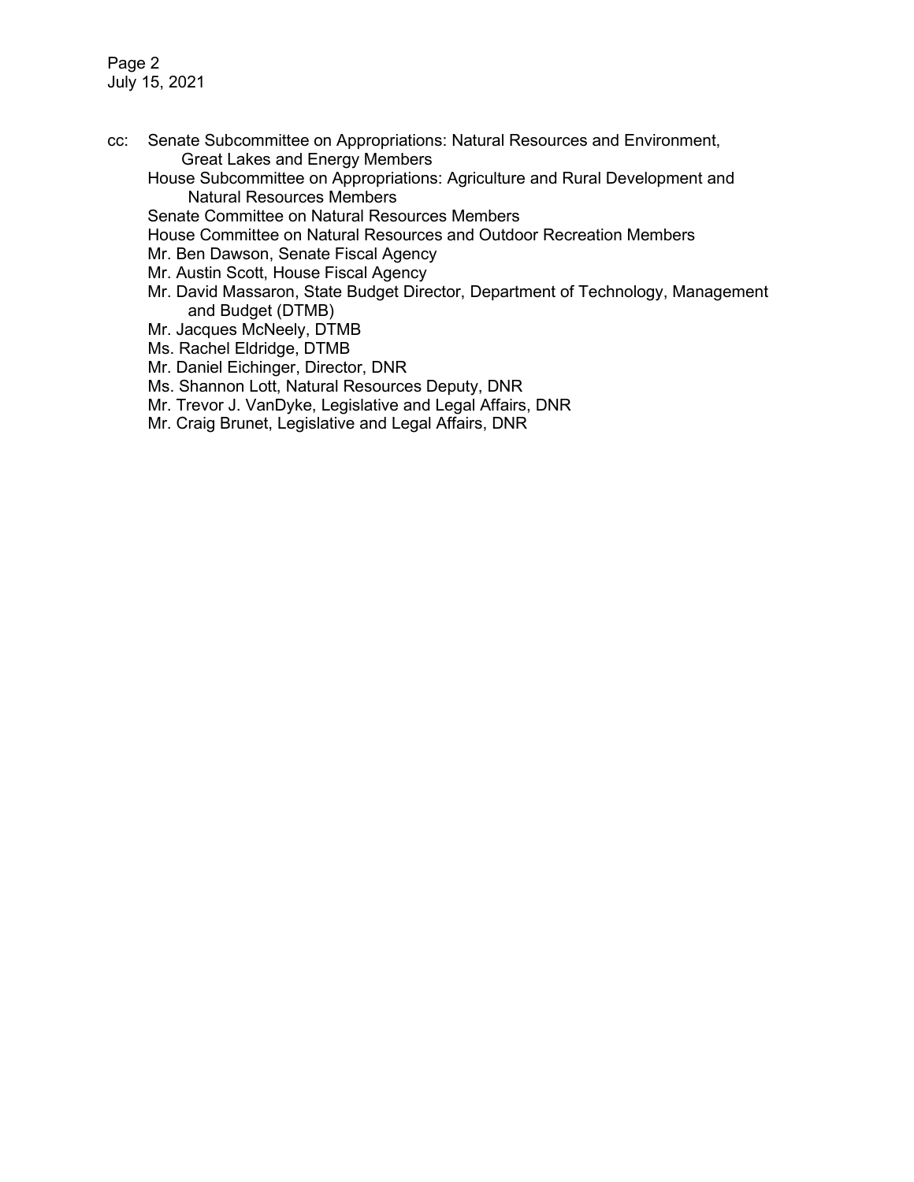cc: Senate Subcommittee on Appropriations: Natural Resources and Environment, Great Lakes and Energy Members
House Subcommittee on Appropriations: Agriculture and Rural Development and Natural Resources Members
Senate Committee on Natural Resources Members
House Committee on Natural Resources and Outdoor Recreation Members
Mr. Ben Dawson, Senate Fiscal Agency
Mr. Austin Scott, House Fiscal Agency
Mr. David Massaron, State Budget Director, Department of Technology, Management and Budget (DTMB)
Mr. Jacques McNeely, DTMB
Ms. Rachel Eldridge, DTMB
Mr. Daniel Eichinger, Director, DNR
Ms. Shannon Lott, Natural Resources Deputy, DNR
Mr. Trevor J. VanDyke, Legislative and Legal Affairs, DNR
Mr. Craig Brunet, Legislative and Legal Affairs, DNR